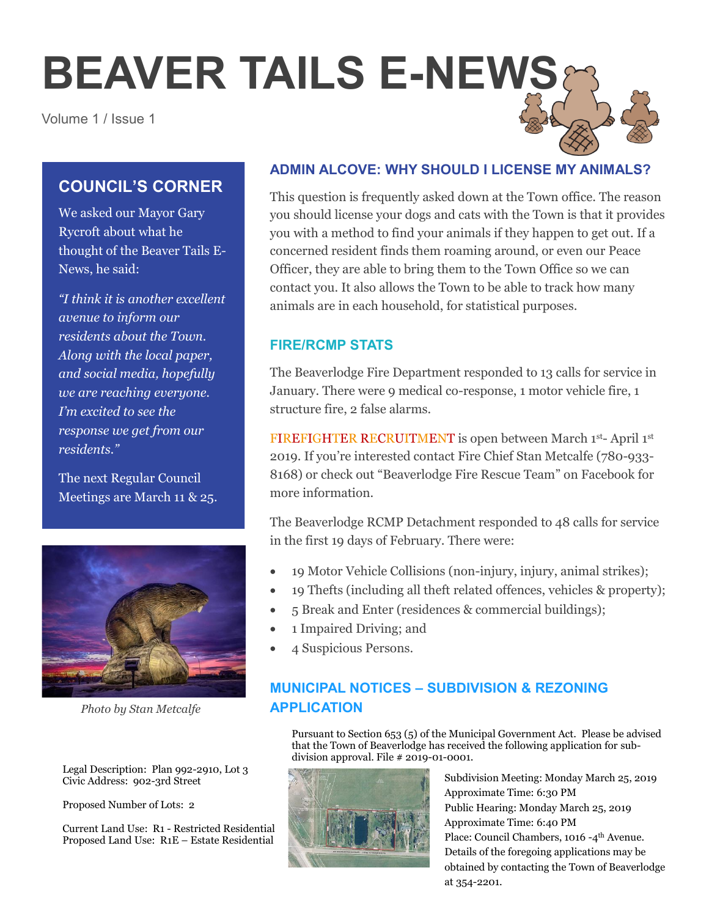# BEAVER TAILS E-NEWS

Volume 1 / Issue 1

## COUNCIL'S CORNER

We asked our Mayor Gary Rycroft about what he thought of the Beaver Tails E-News, he said:

*"I think it is another excellent avenue to inform our residents about the Town. Along with the local paper, and social media, hopefully we are reaching everyone. I'm excited to see the response we get from our residents."*

The next Regular Council Meetings are March 11 & 25.

*Photo by Stan Metcalfe*

## ADMIN ALCOVE: WHY SHOULD I LICENSE MY ANIMALS?

This question is frequently asked down at the Town office. The reason you should license your dogs and cats with the Town is that it provides you with a method to find your animals if they happen to get out. If a concerned resident finds them roaming around, or even our Peace Officer, they are able to bring them to the Town Office so we can contact you. It also allows the Town to be able to track how many animals are in each household, for statistical purposes.

## FIRE/RCMP STATS

The Beaverlodge Fire Department responded to 13 calls for service in January. There were 9 medical co-response, 1 motor vehicle fire, 1 structure fire, 2 false alarms.

FIREFIGHTER RECRUITMENT is open between March 1st- April 1st 2019. If you're interested contact Fire Chief Stan Metcalfe (780-933-8168) or check out "Beaverlodge Fire Rescue Team" on Facebook for more information.

The Beaverlodge RCMP Detachment responded to 48 calls for service in the first 19 days of February. There were:

- 19 Motor Vehicle Collisions (non-injury, injury, animal strikes);
- 19 Thefts (including all theft related offences, vehicles & property);
- 5 Break and Enter (residences & commercial buildings);
- 1 Impaired Driving; and
- 4 Suspicious Persons.

## MUNICIPAL NOTICES – SUBDIVISION & REZONING APPLICATION

Pursuant to Section 653 (5) of the Municipal Government Act. Please be advised that the Town of Beaverlodge has received the following application for sub-division approval. File # 2019-01-0001.

Legal Description: Plan 992-2910, Lot 3
Civic Address: 902-3rd Street

Proposed Number of Lots: 2

Current Land Use: R1 - Restricted Residential
Proposed Land Use: R1E – Estate Residential

Subdivision Meeting: Monday March 25, 2019
Approximate Time: 6:30 PM
Public Hearing: Monday March 25, 2019
Approximate Time: 6:40 PM
Place: Council Chambers, 1016 -4th Avenue.
Details of the foregoing applications may be obtained by contacting the Town of Beaverlodge at 354-2201.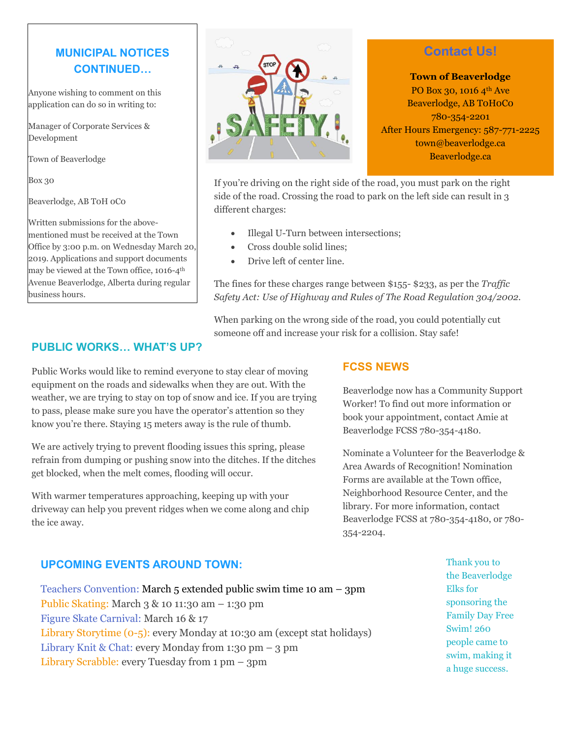## MUNICIPAL NOTICES CONTINUED…

Anyone wishing to comment on this application can do so in writing to:

Manager of Corporate Services & Development

Town of Beaverlodge

Box 30

Beaverlodge, AB T0H 0C0

Written submissions for the above-mentioned must be received at the Town Office by 3:00 p.m. on Wednesday March 20, 2019. Applications and support documents may be viewed at the Town office, 1016-4th Avenue Beaverlodge, Alberta during regular business hours.

## Contact Us!

**Town of Beaverlodge**
PO Box 30, 1016 4th Ave
Beaverlodge, AB T0H0C0
780-354-2201
After Hours Emergency: 587-771-2225
town@beaverlodge.ca
Beaverlodge.ca

If you're driving on the right side of the road, you must park on the right side of the road. Crossing the road to park on the left side can result in 3 different charges:

- Illegal U-Turn between intersections;
- Cross double solid lines;
- Drive left of center line.

The fines for these charges range between $155- $233, as per the *Traffic Safety Act: Use of Highway and Rules of The Road Regulation 304/2002.*

When parking on the wrong side of the road, you could potentially cut someone off and increase your risk for a collision. Stay safe!

## PUBLIC WORKS… WHAT'S UP?

Public Works would like to remind everyone to stay clear of moving equipment on the roads and sidewalks when they are out. With the weather, we are trying to stay on top of snow and ice. If you are trying to pass, please make sure you have the operator's attention so they know you're there. Staying 15 meters away is the rule of thumb.

We are actively trying to prevent flooding issues this spring, please refrain from dumping or pushing snow into the ditches. If the ditches get blocked, when the melt comes, flooding will occur.

With warmer temperatures approaching, keeping up with your driveway can help you prevent ridges when we come along and chip the ice away.

## FCSS NEWS

Beaverlodge now has a Community Support Worker! To find out more information or book your appointment, contact Amie at Beaverlodge FCSS 780-354-4180.

Nominate a Volunteer for the Beaverlodge & Area Awards of Recognition! Nomination Forms are available at the Town office, Neighborhood Resource Center, and the library. For more information, contact Beaverlodge FCSS at 780-354-4180, or 780-354-2204.

## UPCOMING EVENTS AROUND TOWN:

Teachers Convention: March 5 extended public swim time 10 am – 3pm
Public Skating: March 3 & 10 11:30 am – 1:30 pm
Figure Skate Carnival: March 16 & 17
Library Storytime (0-5): every Monday at 10:30 am (except stat holidays)
Library Knit & Chat: every Monday from 1:30 pm – 3 pm
Library Scrabble: every Tuesday from 1 pm – 3pm

Thank you to the Beaverlodge Elks for sponsoring the Family Day Free Swim! 260 people came to swim, making it a huge success.